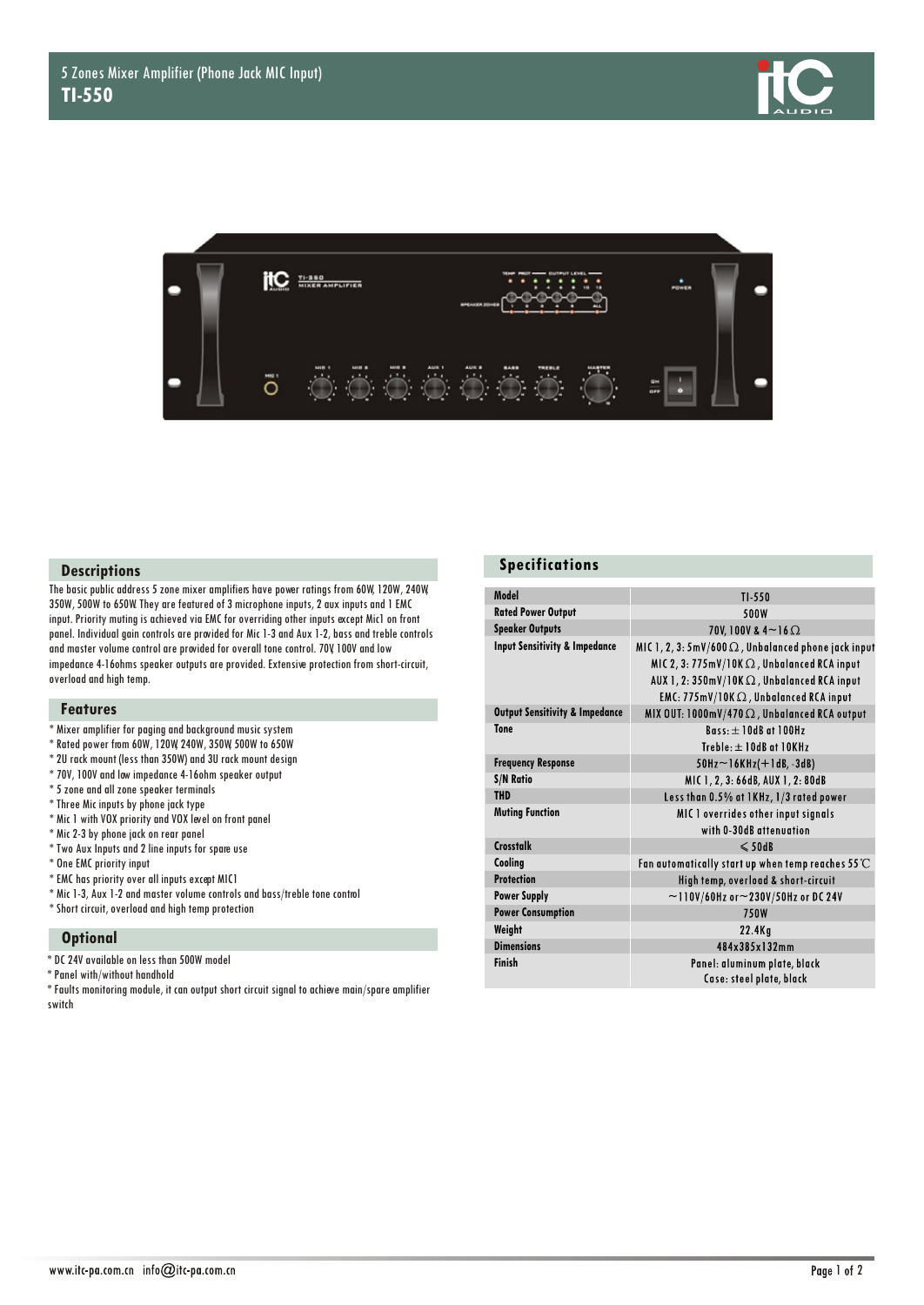# 5 Zones Mixer Amplifier (Phone Jack MIC Input)

## TI-550

## Descriptions

The basic public address 5 zone mixer amplifiers have power ratings from 60W, 120W, 240W, 350W, 500W to 650W. They are featured of 3 microphone inputs, 2 aux inputs and 1 EMC input. Priority muting is achieved via EMC for overriding other inputs except Mic1 on front panel. Individual gain controls are provided for Mic 1-3 and Aux 1-2, bass and treble controls and master volume control are provided for overall tone control. 70V, 100V and low impedance 4-16ohms speaker outputs are provided. Extensive protection from short-circuit, overload and high temp.

## Features

* Mixer amplifier for paging and background music system
* Rated power from 60W, 120W, 240W, 350W, 500W to 650W
* 2U rack mount (less than 350W) and 3U rack mount design
* 70V, 100V and low impedance 4-16ohm speaker output
* 5 zone and all zone speaker terminals
* Three Mic inputs by phone jack type
* Mic 1 with VOX priority and VOX level on front panel
* Mic 2-3 by phone jack on rear panel
* Two Aux Inputs and 2 line inputs for spare use
* One EMC priority input
* EMC has priority over all inputs except MIC1
* Mic 1-3, Aux 1-2 and master volume controls and bass/treble tone control
* Short circuit, overload and high temp protection

## Optional

* DC 24V available on less than 500W model
* Panel with/without handhold
* Faults monitoring module, it can output short circuit signal to achieve main/spare amplifier switch

## Specifications

| Model | TI-550 |
|---|---|
| Rated Power Output | 500W |
| Speaker Outputs | 70V, 100V & 4~16Ω |
| Input Sensitivity & Impedance | MIC 1, 2, 3: 5mV/600Ω, Unbalanced phone jack input<br>MIC 2, 3: 775mV/10KΩ, Unbalanced RCA input<br>AUX 1, 2: 350mV/10KΩ, Unbalanced RCA input<br>EMC: 775mV/10KΩ, Unbalanced RCA input |
| Output Sensitivity & Impedance | MIX OUT: 1000mV/470Ω, Unbalanced RCA output |
| Tone | Bass: ±10dB at 100Hz<br>Treble: ±10dB at 10KHz |
| Frequency Response | 50Hz~16KHz(+1dB, -3dB) |
| S/N Ratio | MIC 1, 2, 3: 66dB, AUX 1, 2: 80dB |
| THD | Less than 0.5% at 1KHz, 1/3 rated power |
| Muting Function | MIC 1 overrides other input signals<br>with 0-30dB attenuation |
| Crosstalk | ≤50dB |
| Cooling | Fan automatically start up when temp reaches 55℃ |
| Protection | High temp, overload & short-circuit |
| Power Supply | ~110V/60Hz or ~230V/50Hz or DC 24V |
| Power Consumption | 750W |
| Weight | 22.4Kg |
| Dimensions | 484x385x132mm |
| Finish | Panel: aluminum plate, black<br>Case: steel plate, black |

www.itc-pa.com.cn info@itc-pa.com.cn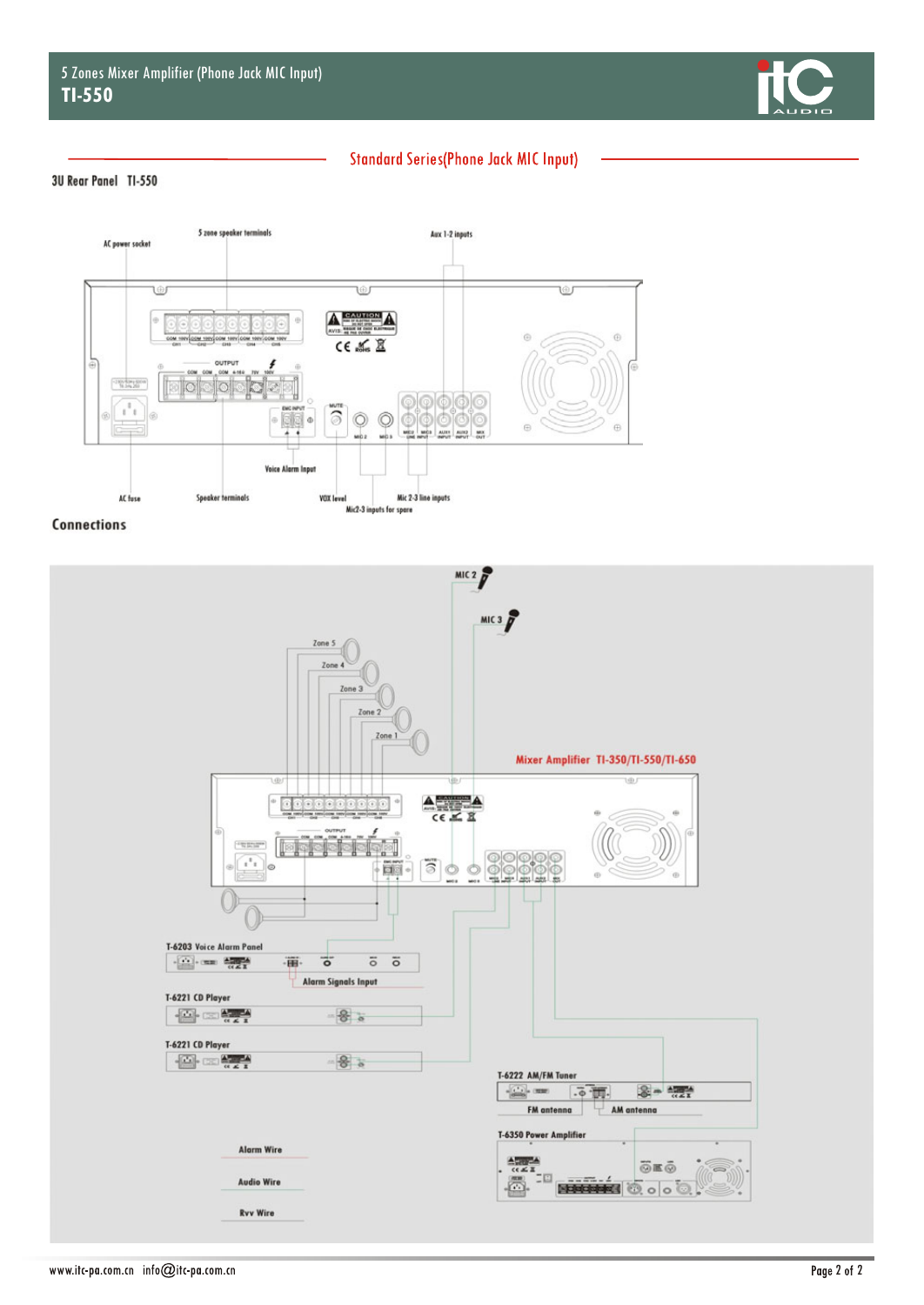5 Zones Mixer Amplifier (Phone Jack MIC Input)

# TI-550

## Standard Series(Phone Jack MIC Input)

### 3U Rear Panel TI-550

AC power socket

5 zone speaker terminals

Aux 1-2 inputs

Voice Alarm Input

AC fuse

Speaker terminals

VOX level

Mic 2-3 line inputs

Mic2-3 inputs for spare

### Connections

MIC 2

MIC 3

Zone 5

Zone 4

Zone 3

Zone 2

Zone 1

Mixer Amplifier TI-350/TI-550/TI-650

T-6203 Voice Alarm Panel

Alarm Signals Input

T-6221 CD Player

T-6221 CD Player

T-6222 AM/FM Tuner

FM antenna

AM antenna

T-6350 Power Amplifier

Alarm Wire

Audio Wire

Rvv Wire

www.itc-pa.com.cn info@itc-pa.com.cn